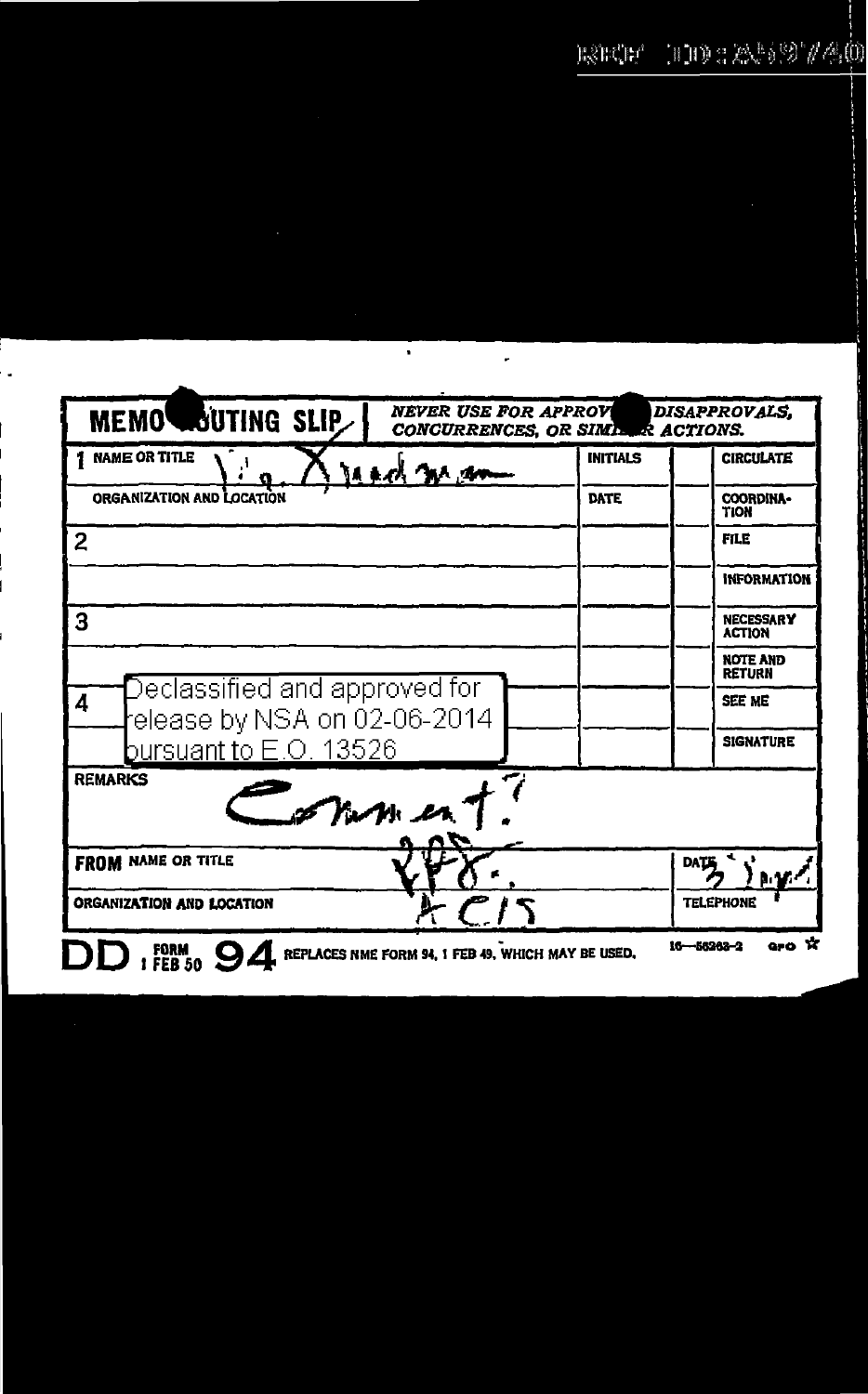REF ID:A59740

**MEMO ROUTING SLIP** | *NEVER USE FOR APPROVALS, DISAPPROVALS, CONCURRENCES, OR SIMILAR ACTIONS.*

| | | INITIALS | | CIRCULATE |
|---|---|---|---|---|
| 1 | NAME OR TITLE: Lt. Friedman | | | |
| | ORGANIZATION AND LOCATION | DATE | | COORDINATION |
| 2 | | | | FILE |
| | | | | INFORMATION |
| 3 | | | | NECESSARY ACTION |
| | | | | NOTE AND RETURN |
| 4 | Declassified and approved for release by NSA on 02-06-2014 | | | SEE ME |
| | pursuant to E.O. 13526 | | | SIGNATURE |

REMARKS

Comment?

FROM NAME OR TITLE: RPF.

DATE: 3 Jun

ORGANIZATION AND LOCATION: ACIS

TELEPHONE

DD FORM 1 FEB 50 94 REPLACES NME FORM 94, 1 FEB 49, WHICH MAY BE USED. 16—56263-2 GPO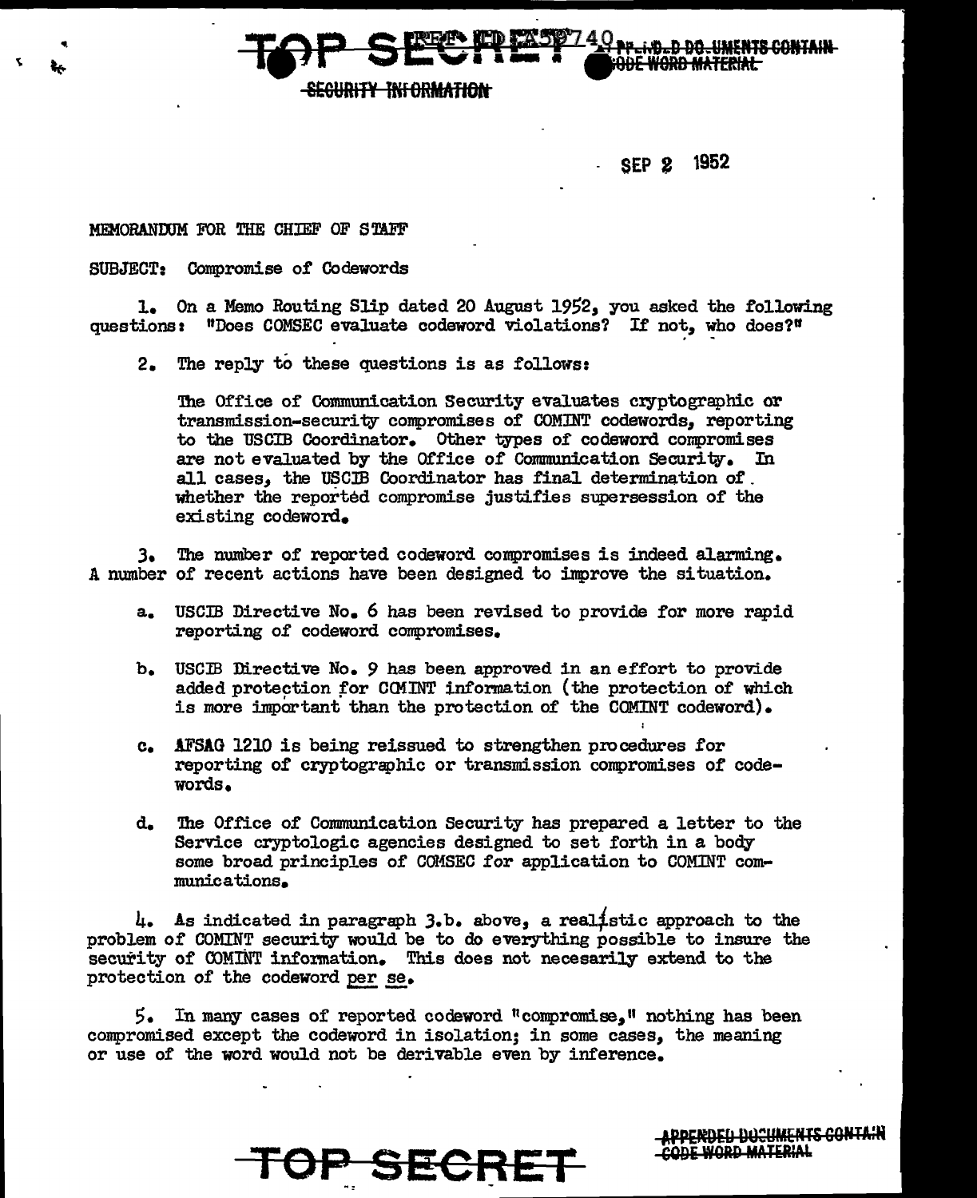TOP SECRET REF ID:A59740 APPENDED DOCUMENTS CONTAIN CODE WORD MATERIAL

SECURITY INFORMATION

SEP 2 1952

MEMORANDUM FOR THE CHIEF OF STAFF

SUBJECT: Compromise of Codewords

1. On a Memo Routing Slip dated 20 August 1952, you asked the following questions: "Does COMSEC evaluate codeword violations? If not, who does?"

2. The reply to these questions is as follows:

   The Office of Communication Security evaluates cryptographic or transmission-security compromises of COMINT codewords, reporting to the USCIB Coordinator. Other types of codeword compromises are not evaluated by the Office of Communication Security. In all cases, the USCIB Coordinator has final determination of whether the reported compromise justifies supersession of the existing codeword.

3. The number of reported codeword compromises is indeed alarming. A number of recent actions have been designed to improve the situation.

   a. USCIB Directive No. 6 has been revised to provide for more rapid reporting of codeword compromises.

   b. USCIB Directive No. 9 has been approved in an effort to provide added protection for COMINT information (the protection of which is more important than the protection of the COMINT codeword).

   c. AFSAG 1210 is being reissued to strengthen procedures for reporting of cryptographic or transmission compromises of codewords.

   d. The Office of Communication Security has prepared a letter to the Service cryptologic agencies designed to set forth in a body some broad principles of COMSEC for application to COMINT communications.

4. As indicated in paragraph 3.b. above, a realistic approach to the problem of COMINT security would be to do everything possible to insure the security of COMINT information. This does not necesarily extend to the protection of the codeword *per se*.

5. In many cases of reported codeword "compromise," nothing has been compromised except the codeword in isolation; in some cases, the meaning or use of the word would not be derivable even by inference.

TOP SECRET

APPENDED DOCUMENTS CONTAIN CODE WORD MATERIAL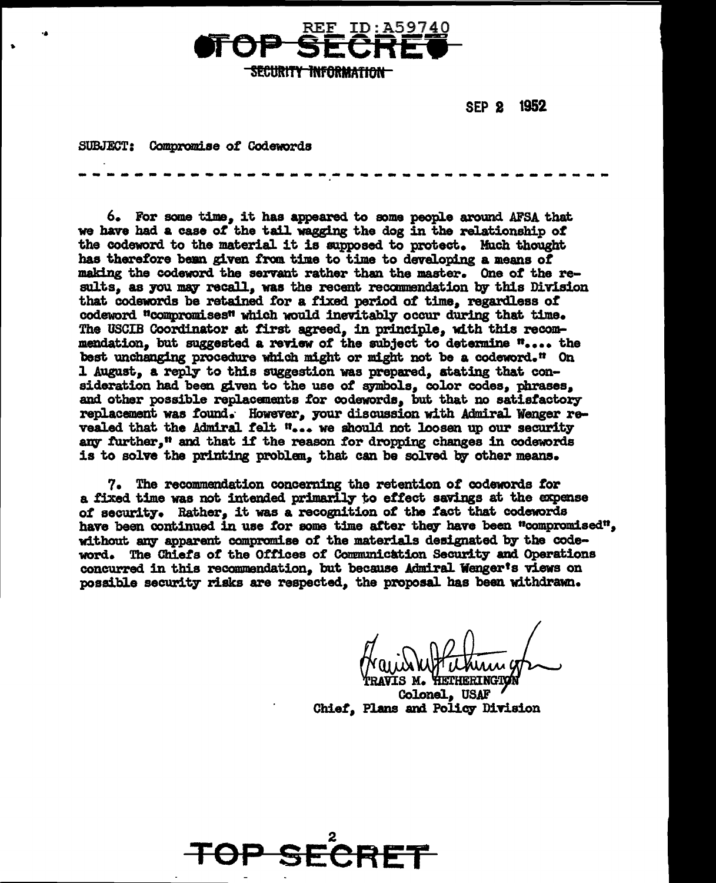REF ID:A59740

**TOP SECRET**

~~SECURITY INFORMATION~~

SEP 2 1952

SUBJECT: Compromise of Codewords

- - - - - - - - - - - - - - - - - - - - - - - - - - - - - - - - - - - -

6. For some time, it has appeared to some people around AFSA that we have had a case of the tail wagging the dog in the relationship of the codeword to the material it is supposed to protect. Much thought has therefore been given from time to time to developing a means of making the codeword the servant rather than the master. One of the results, as you may recall, was the recent recommendation by this Division that codewords be retained for a fixed period of time, regardless of codeword "compromises" which would inevitably occur during that time. The USCIB Coordinator at first agreed, in principle, with this recommendation, but suggested a review of the subject to determine ".... the best unchanging procedure which might or might not be a codeword." On 1 August, a reply to this suggestion was prepared, stating that consideration had been given to the use of symbols, color codes, phrases, and other possible replacements for codewords, but that no satisfactory replacement was found. However, your discussion with Admiral Wenger revealed that the Admiral felt "... we should not loosen up our security any further," and that if the reason for dropping changes in codewords is to solve the printing problem, that can be solved by other means.

7. The recommendation concerning the retention of codewords for a fixed time was not intended primarily to effect savings at the expense of security. Rather, it was a recognition of the fact that codewords have been continued in use for some time after they have been "compromised", without any apparent compromise of the materials designated by the codeword. The Chiefs of the Offices of Communication Security and Operations concurred in this recommendation, but because Admiral Wenger's views on possible security risks are respected, the proposal has been withdrawn.

TRAVIS M. HETHERINGTON
Colonel, USAF
Chief, Plans and Policy Division

**TOP SECRET**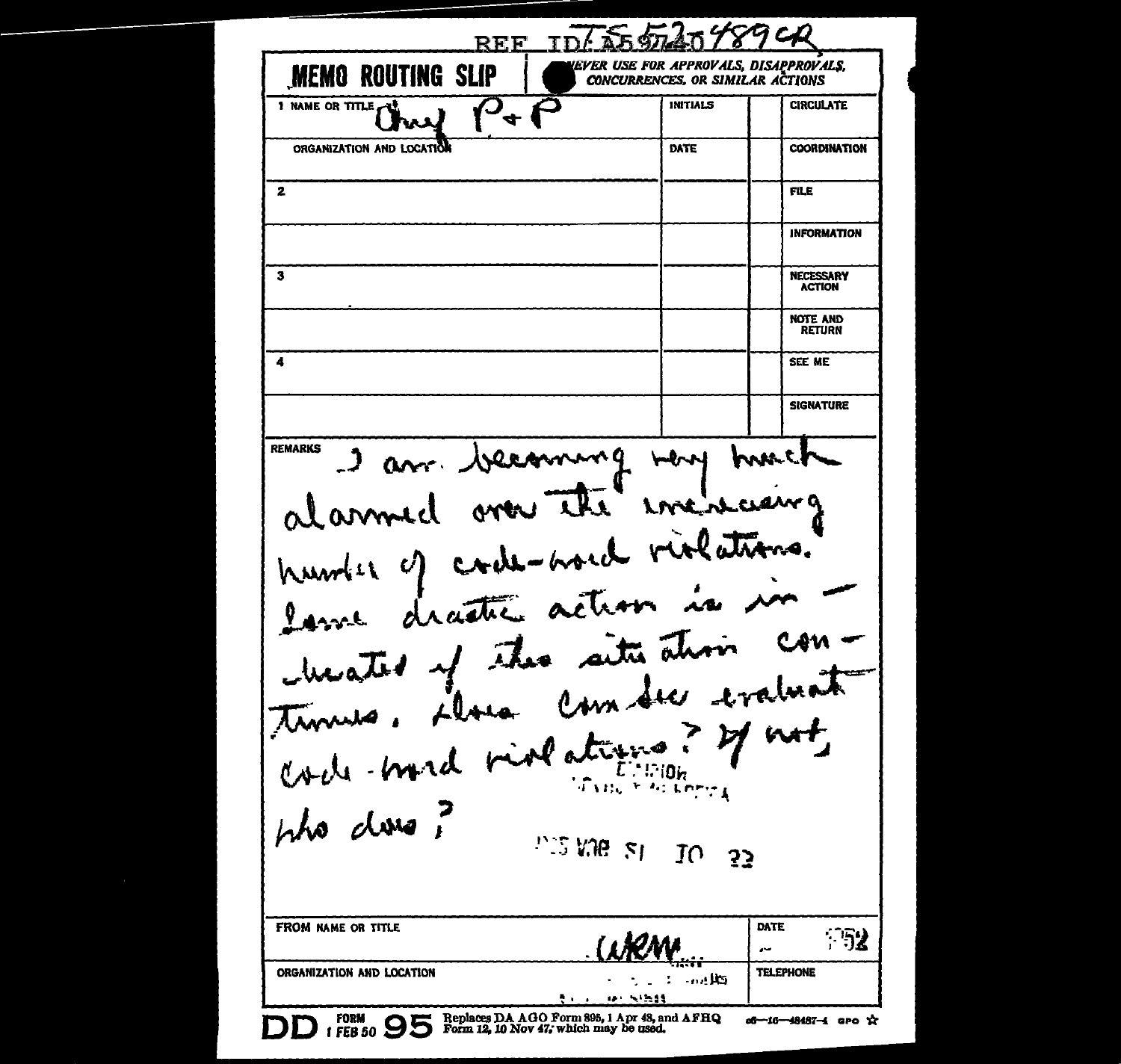REF ID:A59740 TS 52-489 CR

**MEMO ROUTING SLIP** | NEVER USE FOR APPROVALS, DISAPPROVALS, CONCURRENCES, OR SIMILAR ACTIONS

| | | | |
|---|---|---|---|
| 1 NAME OR TITLE Chief P+P | INITIALS | | CIRCULATE |
| ORGANIZATION AND LOCATION | DATE | | COORDINATION |
| 2 | | | FILE |
| | | | INFORMATION |
| 3 | | | NECESSARY ACTION |
| | | | NOTE AND RETURN |
| 4 | | | SEE ME |
| | | | SIGNATURE |

REMARKS

I am becoming very much alarmed over the increasing number of code-word violations. Some drastic action is indicated if this situation continues. Does Consec evaluate code-word violations? If not, who does?

DIVISION
... 

... 21 10 22

| | |
|---|---|
| FROM NAME OR TITLE WRM | DATE 1952 |
| ORGANIZATION AND LOCATION | TELEPHONE |

DD FORM 1 FEB 50 95 Replaces DA AGO Form 895, 1 Apr 48, and AFHQ Form 12, 10 Nov 47, which may be used. 16—48487-4 GPO